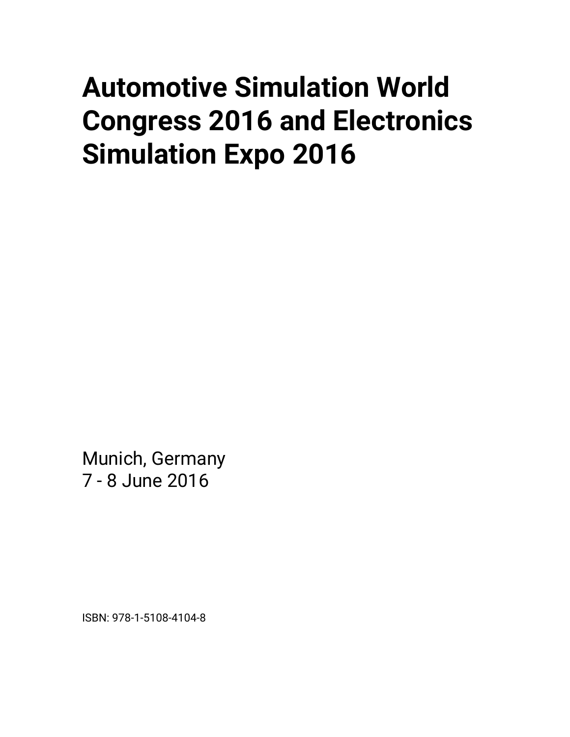# Automotive Simulation World Congress 2016 and Electronics Simulation Expo 2016

Munich, Germany
7 - 8 June 2016

ISBN: 978-1-5108-4104-8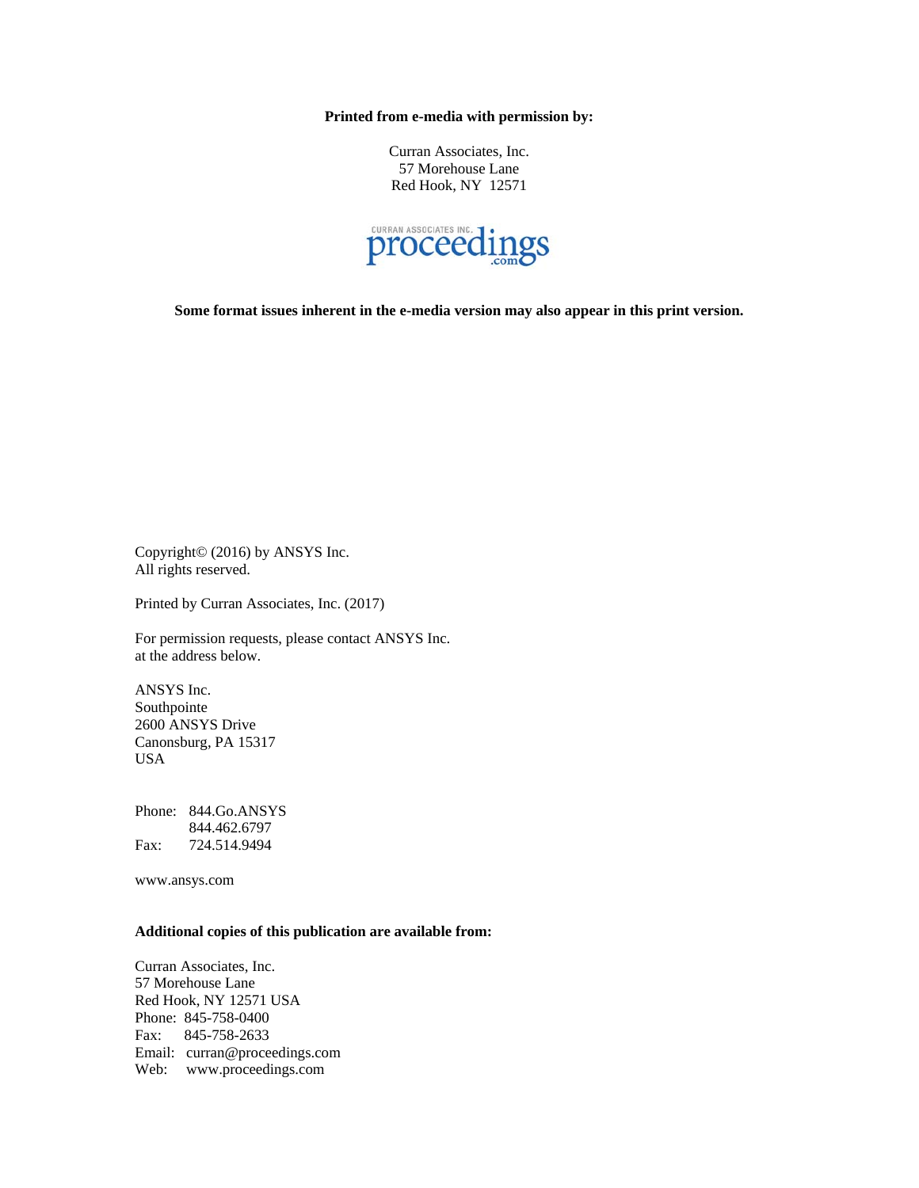**Printed from e-media with permission by:**

Curran Associates, Inc.
57 Morehouse Lane
Red Hook, NY 12571

CURRAN ASSOCIATES INC. proceedings .com

**Some format issues inherent in the e-media version may also appear in this print version.**

Copyright© (2016) by ANSYS Inc.
All rights reserved.

Printed by Curran Associates, Inc. (2017)

For permission requests, please contact ANSYS Inc.
at the address below.

ANSYS Inc.
Southpointe
2600 ANSYS Drive
Canonsburg, PA 15317
USA

Phone: 844.Go.ANSYS
844.462.6797
Fax: 724.514.9494

www.ansys.com

**Additional copies of this publication are available from:**

Curran Associates, Inc.
57 Morehouse Lane
Red Hook, NY 12571 USA
Phone: 845-758-0400
Fax: 845-758-2633
Email: curran@proceedings.com
Web: www.proceedings.com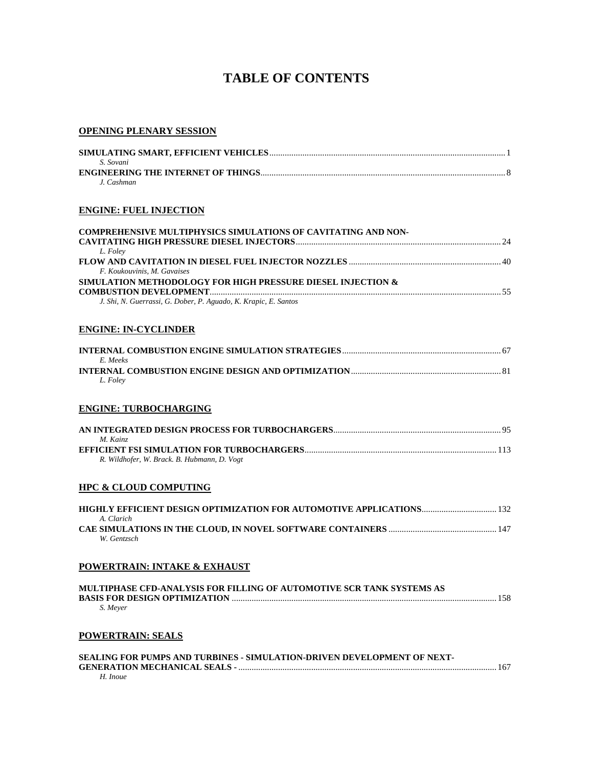# TABLE OF CONTENTS

## OPENING PLENARY SESSION

**SIMULATING SMART, EFFICIENT VEHICLES** .......... 1
*S. Sovani*

**ENGINEERING THE INTERNET OF THINGS** .......... 8
*J. Cashman*

## ENGINE: FUEL INJECTION

**COMPREHENSIVE MULTIPHYSICS SIMULATIONS OF CAVITATING AND NON-CAVITATING HIGH PRESSURE DIESEL INJECTORS** .......... 24
*L. Foley*

**FLOW AND CAVITATION IN DIESEL FUEL INJECTOR NOZZLES** .......... 40
*F. Koukouvinis, M. Gavaises*

**SIMULATION METHODOLOGY FOR HIGH PRESSURE DIESEL INJECTION & COMBUSTION DEVELOPMENT** .......... 55
*J. Shi, N. Guerrassi, G. Dober, P. Aguado, K. Krapic, E. Santos*

## ENGINE: IN-CYCLINDER

**INTERNAL COMBUSTION ENGINE SIMULATION STRATEGIES** .......... 67
*E. Meeks*

**INTERNAL COMBUSTION ENGINE DESIGN AND OPTIMIZATION** .......... 81
*L. Foley*

## ENGINE: TURBOCHARGING

**AN INTEGRATED DESIGN PROCESS FOR TURBOCHARGERS** .......... 95
*M. Kainz*

**EFFICIENT FSI SIMULATION FOR TURBOCHARGERS** .......... 113
*R. Wildhofer, W. Brack. B. Hubmann, D. Vogt*

## HPC & CLOUD COMPUTING

**HIGHLY EFFICIENT DESIGN OPTIMIZATION FOR AUTOMOTIVE APPLICATIONS** .......... 132
*A. Clarich*

**CAE SIMULATIONS IN THE CLOUD, IN NOVEL SOFTWARE CONTAINERS** .......... 147
*W. Gentzsch*

## POWERTRAIN: INTAKE & EXHAUST

**MULTIPHASE CFD-ANALYSIS FOR FILLING OF AUTOMOTIVE SCR TANK SYSTEMS AS BASIS FOR DESIGN OPTIMIZATION** .......... 158
*S. Meyer*

## POWERTRAIN: SEALS

**SEALING FOR PUMPS AND TURBINES - SIMULATION-DRIVEN DEVELOPMENT OF NEXT-GENERATION MECHANICAL SEALS -** .......... 167
*H. Inoue*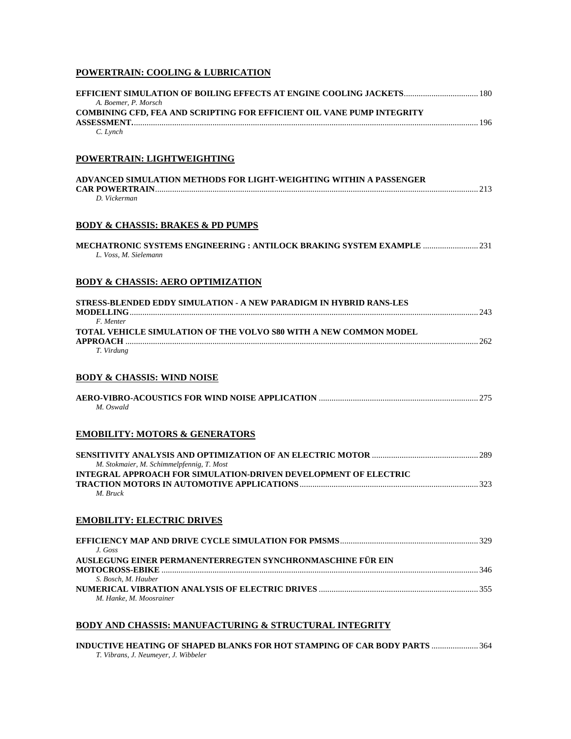## POWERTRAIN: COOLING & LUBRICATION

**EFFICIENT SIMULATION OF BOILING EFFECTS AT ENGINE COOLING JACKETS** .................................. 180
*A. Boemer, P. Morsch*

**COMBINING CFD, FEA AND SCRIPTING FOR EFFICIENT OIL VANE PUMP INTEGRITY ASSESSMENT.** .................................................................................................................................... 196
*C. Lynch*

## POWERTRAIN: LIGHTWEIGHTING

**ADVANCED SIMULATION METHODS FOR LIGHT-WEIGHTING WITHIN A PASSENGER CAR POWERTRAIN** ...................................................................................................................................... 213
*D. Vickerman*

## BODY & CHASSIS: BRAKES & PD PUMPS

**MECHATRONIC SYSTEMS ENGINEERING : ANTILOCK BRAKING SYSTEM EXAMPLE** ......................... 231
*L. Voss, M. Sielemann*

## BODY & CHASSIS: AERO OPTIMIZATION

**STRESS-BLENDED EDDY SIMULATION - A NEW PARADIGM IN HYBRID RANS-LES MODELLING** .................................................................................................................................... 243
*F. Menter*

**TOTAL VEHICLE SIMULATION OF THE VOLVO S80 WITH A NEW COMMON MODEL APPROACH** ...................................................................................................................................... 262
*T. Virdung*

## BODY & CHASSIS: WIND NOISE

**AERO-VIBRO-ACOUSTICS FOR WIND NOISE APPLICATION** ......................................................................... 275
*M. Oswald*

## EMOBILITY: MOTORS & GENERATORS

**SENSITIVITY ANALYSIS AND OPTIMIZATION OF AN ELECTRIC MOTOR** ................................................. 289
*M. Stokmaier, M. Schimmelpfennig, T. Most*

**INTEGRAL APPROACH FOR SIMULATION-DRIVEN DEVELOPMENT OF ELECTRIC TRACTION MOTORS IN AUTOMOTIVE APPLICATIONS** ................................................................................... 323
*M. Bruck*

## EMOBILITY: ELECTRIC DRIVES

**EFFICIENCY MAP AND DRIVE CYCLE SIMULATION FOR PMSMS** ................................................................ 329
*J. Goss*

**AUSLEGUNG EINER PERMANENTERREGTEN SYNCHRONMASCHINE FÜR EIN MOTOCROSS-EBIKE** ................................................................................................................................... 346
*S. Bosch, M. Hauber*

**NUMERICAL VIBRATION ANALYSIS OF ELECTRIC DRIVES** .......................................................................... 355
*M. Hanke, M. Moosrainer*

## BODY AND CHASSIS: MANUFACTURING & STRUCTURAL INTEGRITY

**INDUCTIVE HEATING OF SHAPED BLANKS FOR HOT STAMPING OF CAR BODY PARTS** ...................... 364
*T. Vibrans, J. Neumeyer, J. Wibbeler*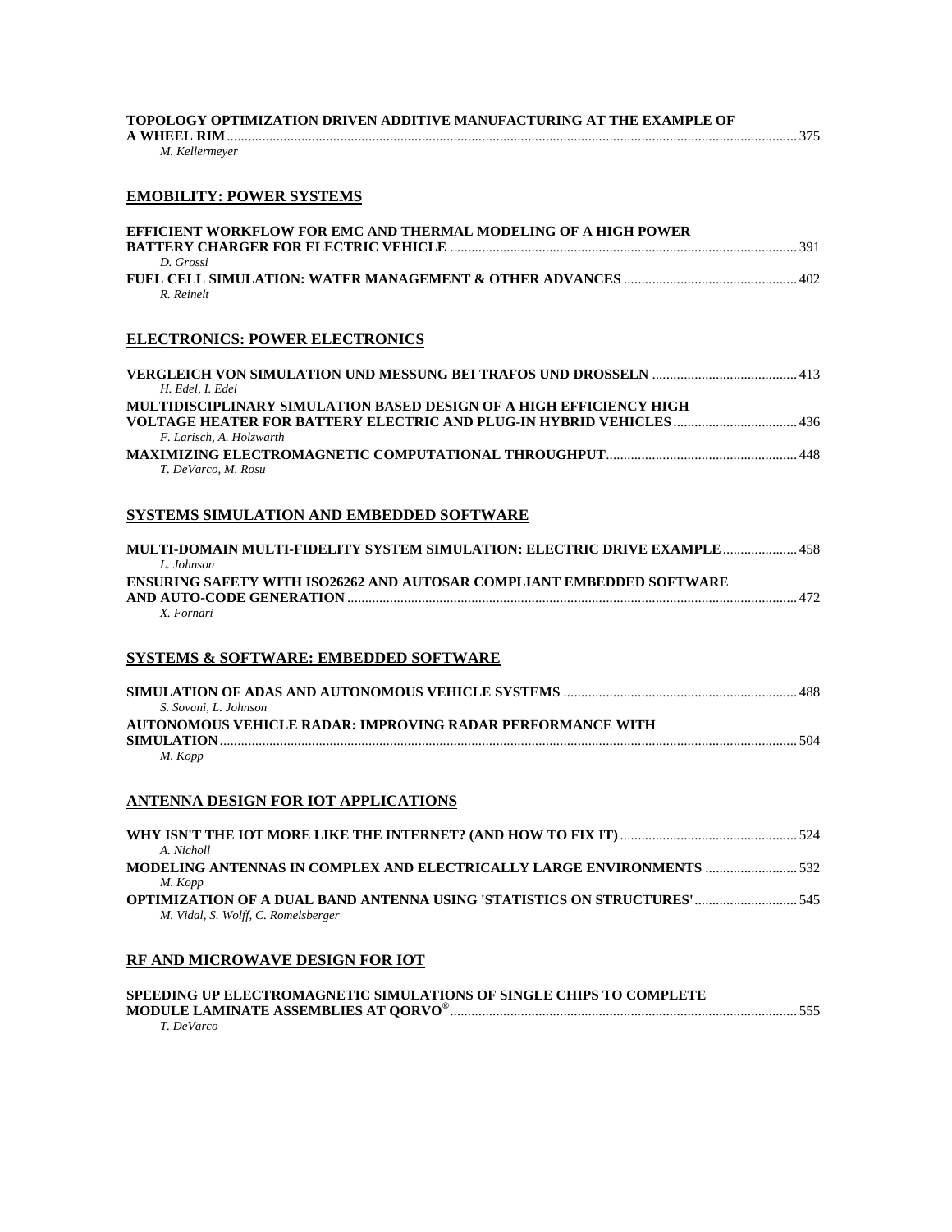**TOPOLOGY OPTIMIZATION DRIVEN ADDITIVE MANUFACTURING AT THE EXAMPLE OF A WHEEL RIM** ........ 375
*M. Kellermeyer*

## EMOBILITY: POWER SYSTEMS

**EFFICIENT WORKFLOW FOR EMC AND THERMAL MODELING OF A HIGH POWER BATTERY CHARGER FOR ELECTRIC VEHICLE** ........ 391
*D. Grossi*

**FUEL CELL SIMULATION: WATER MANAGEMENT & OTHER ADVANCES** ........ 402
*R. Reinelt*

## ELECTRONICS: POWER ELECTRONICS

**VERGLEICH VON SIMULATION UND MESSUNG BEI TRAFOS UND DROSSELN** ........ 413
*H. Edel, I. Edel*

**MULTIDISCIPLINARY SIMULATION BASED DESIGN OF A HIGH EFFICIENCY HIGH VOLTAGE HEATER FOR BATTERY ELECTRIC AND PLUG-IN HYBRID VEHICLES** ........ 436
*F. Larisch, A. Holzwarth*

**MAXIMIZING ELECTROMAGNETIC COMPUTATIONAL THROUGHPUT** ........ 448
*T. DeVarco, M. Rosu*

## SYSTEMS SIMULATION AND EMBEDDED SOFTWARE

**MULTI-DOMAIN MULTI-FIDELITY SYSTEM SIMULATION: ELECTRIC DRIVE EXAMPLE** ........ 458
*L. Johnson*

**ENSURING SAFETY WITH ISO26262 AND AUTOSAR COMPLIANT EMBEDDED SOFTWARE AND AUTO-CODE GENERATION** ........ 472
*X. Fornari*

## SYSTEMS & SOFTWARE: EMBEDDED SOFTWARE

**SIMULATION OF ADAS AND AUTONOMOUS VEHICLE SYSTEMS** ........ 488
*S. Sovani, L. Johnson*

**AUTONOMOUS VEHICLE RADAR: IMPROVING RADAR PERFORMANCE WITH SIMULATION** ........ 504
*M. Kopp*

## ANTENNA DESIGN FOR IOT APPLICATIONS

**WHY ISN'T THE IOT MORE LIKE THE INTERNET? (AND HOW TO FIX IT)** ........ 524
*A. Nicholl*

**MODELING ANTENNAS IN COMPLEX AND ELECTRICALLY LARGE ENVIRONMENTS** ........ 532
*M. Kopp*

**OPTIMIZATION OF A DUAL BAND ANTENNA USING 'STATISTICS ON STRUCTURES'** ........ 545
*M. Vidal, S. Wolff, C. Romelsberger*

## RF AND MICROWAVE DESIGN FOR IOT

**SPEEDING UP ELECTROMAGNETIC SIMULATIONS OF SINGLE CHIPS TO COMPLETE MODULE LAMINATE ASSEMBLIES AT QORVO®** ........ 555
*T. DeVarco*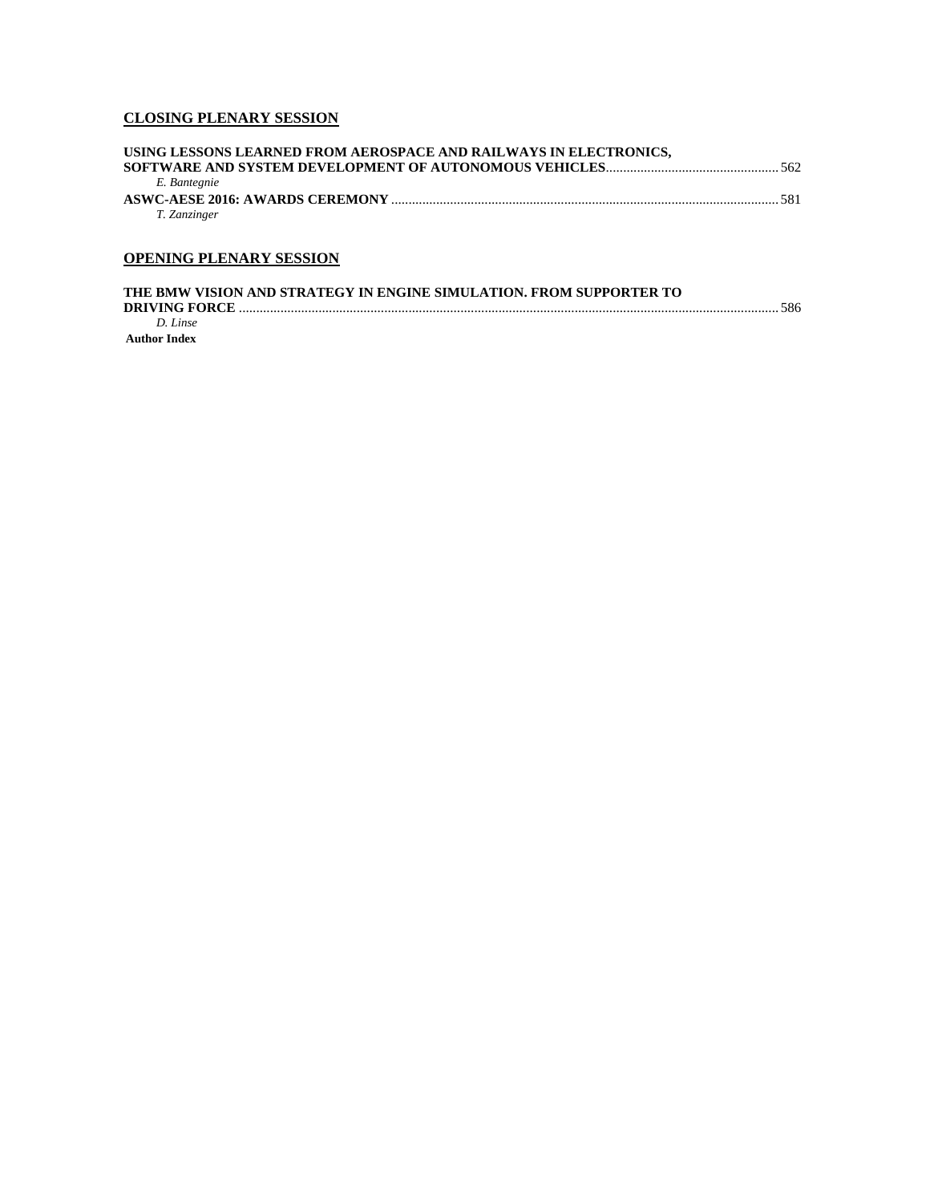## CLOSING PLENARY SESSION

**USING LESSONS LEARNED FROM AEROSPACE AND RAILWAYS IN ELECTRONICS, SOFTWARE AND SYSTEM DEVELOPMENT OF AUTONOMOUS VEHICLES** ........ 562
*E. Bantegnie*

**ASWC-AESE 2016: AWARDS CEREMONY** ........ 581
*T. Zanzinger*

## OPENING PLENARY SESSION

**THE BMW VISION AND STRATEGY IN ENGINE SIMULATION. FROM SUPPORTER TO DRIVING FORCE** ........ 586
*D. Linse*

**Author Index**